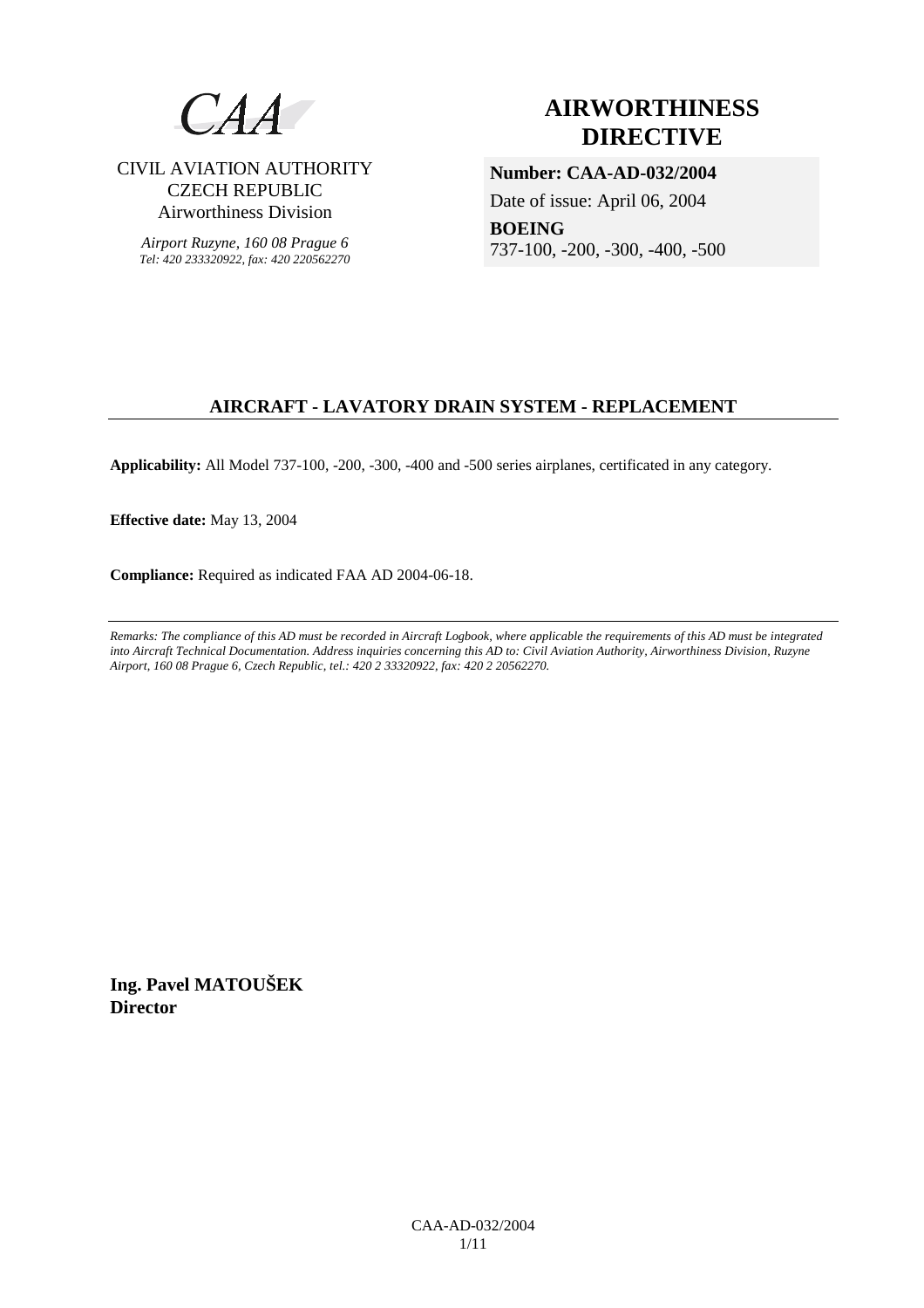CAA

CIVIL AVIATION AUTHORITY
CZECH REPUBLIC
Airworthiness Division

*Airport Ruzyne, 160 08 Prague 6*
*Tel: 420 233320922, fax: 420 220562270*

# AIRWORTHINESS DIRECTIVE

**Number: CAA-AD-032/2004**

Date of issue: April 06, 2004

**BOEING**
737-100, -200, -300, -400, -500

## AIRCRAFT - LAVATORY DRAIN SYSTEM - REPLACEMENT

**Applicability:** All Model 737-100, -200, -300, -400 and -500 series airplanes, certificated in any category.

**Effective date:** May 13, 2004

**Compliance:** Required as indicated FAA AD 2004-06-18.

---

*Remarks: The compliance of this AD must be recorded in Aircraft Logbook, where applicable the requirements of this AD must be integrated into Aircraft Technical Documentation. Address inquiries concerning this AD to: Civil Aviation Authority, Airworthiness Division, Ruzyne Airport, 160 08 Prague 6, Czech Republic, tel.: 420 2 33320922, fax: 420 2 20562270.*

**Ing. Pavel MATOUŠEK**
**Director**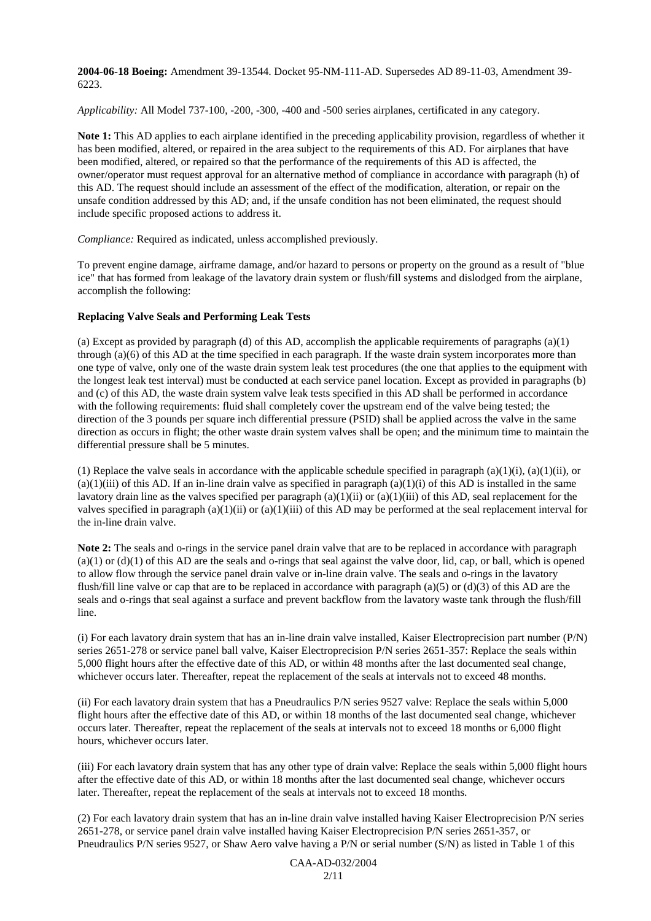**2004-06-18 Boeing:** Amendment 39-13544. Docket 95-NM-111-AD. Supersedes AD 89-11-03, Amendment 39-6223.

*Applicability:* All Model 737-100, -200, -300, -400 and -500 series airplanes, certificated in any category.

**Note 1:** This AD applies to each airplane identified in the preceding applicability provision, regardless of whether it has been modified, altered, or repaired in the area subject to the requirements of this AD. For airplanes that have been modified, altered, or repaired so that the performance of the requirements of this AD is affected, the owner/operator must request approval for an alternative method of compliance in accordance with paragraph (h) of this AD. The request should include an assessment of the effect of the modification, alteration, or repair on the unsafe condition addressed by this AD; and, if the unsafe condition has not been eliminated, the request should include specific proposed actions to address it.

*Compliance:* Required as indicated, unless accomplished previously.

To prevent engine damage, airframe damage, and/or hazard to persons or property on the ground as a result of "blue ice" that has formed from leakage of the lavatory drain system or flush/fill systems and dislodged from the airplane, accomplish the following:

**Replacing Valve Seals and Performing Leak Tests**

(a) Except as provided by paragraph (d) of this AD, accomplish the applicable requirements of paragraphs (a)(1) through (a)(6) of this AD at the time specified in each paragraph. If the waste drain system incorporates more than one type of valve, only one of the waste drain system leak test procedures (the one that applies to the equipment with the longest leak test interval) must be conducted at each service panel location. Except as provided in paragraphs (b) and (c) of this AD, the waste drain system valve leak tests specified in this AD shall be performed in accordance with the following requirements: fluid shall completely cover the upstream end of the valve being tested; the direction of the 3 pounds per square inch differential pressure (PSID) shall be applied across the valve in the same direction as occurs in flight; the other waste drain system valves shall be open; and the minimum time to maintain the differential pressure shall be 5 minutes.

(1) Replace the valve seals in accordance with the applicable schedule specified in paragraph (a)(1)(i), (a)(1)(ii), or (a)(1)(iii) of this AD. If an in-line drain valve as specified in paragraph (a)(1)(i) of this AD is installed in the same lavatory drain line as the valves specified per paragraph (a)(1)(ii) or (a)(1)(iii) of this AD, seal replacement for the valves specified in paragraph (a)(1)(ii) or (a)(1)(iii) of this AD may be performed at the seal replacement interval for the in-line drain valve.

**Note 2:** The seals and o-rings in the service panel drain valve that are to be replaced in accordance with paragraph (a)(1) or (d)(1) of this AD are the seals and o-rings that seal against the valve door, lid, cap, or ball, which is opened to allow flow through the service panel drain valve or in-line drain valve. The seals and o-rings in the lavatory flush/fill line valve or cap that are to be replaced in accordance with paragraph (a)(5) or (d)(3) of this AD are the seals and o-rings that seal against a surface and prevent backflow from the lavatory waste tank through the flush/fill line.

(i) For each lavatory drain system that has an in-line drain valve installed, Kaiser Electroprecision part number (P/N) series 2651-278 or service panel ball valve, Kaiser Electroprecision P/N series 2651-357: Replace the seals within 5,000 flight hours after the effective date of this AD, or within 48 months after the last documented seal change, whichever occurs later. Thereafter, repeat the replacement of the seals at intervals not to exceed 48 months.

(ii) For each lavatory drain system that has a Pneudraulics P/N series 9527 valve: Replace the seals within 5,000 flight hours after the effective date of this AD, or within 18 months of the last documented seal change, whichever occurs later. Thereafter, repeat the replacement of the seals at intervals not to exceed 18 months or 6,000 flight hours, whichever occurs later.

(iii) For each lavatory drain system that has any other type of drain valve: Replace the seals within 5,000 flight hours after the effective date of this AD, or within 18 months after the last documented seal change, whichever occurs later. Thereafter, repeat the replacement of the seals at intervals not to exceed 18 months.

(2) For each lavatory drain system that has an in-line drain valve installed having Kaiser Electroprecision P/N series 2651-278, or service panel drain valve installed having Kaiser Electroprecision P/N series 2651-357, or Pneudraulics P/N series 9527, or Shaw Aero valve having a P/N or serial number (S/N) as listed in Table 1 of this

CAA-AD-032/2004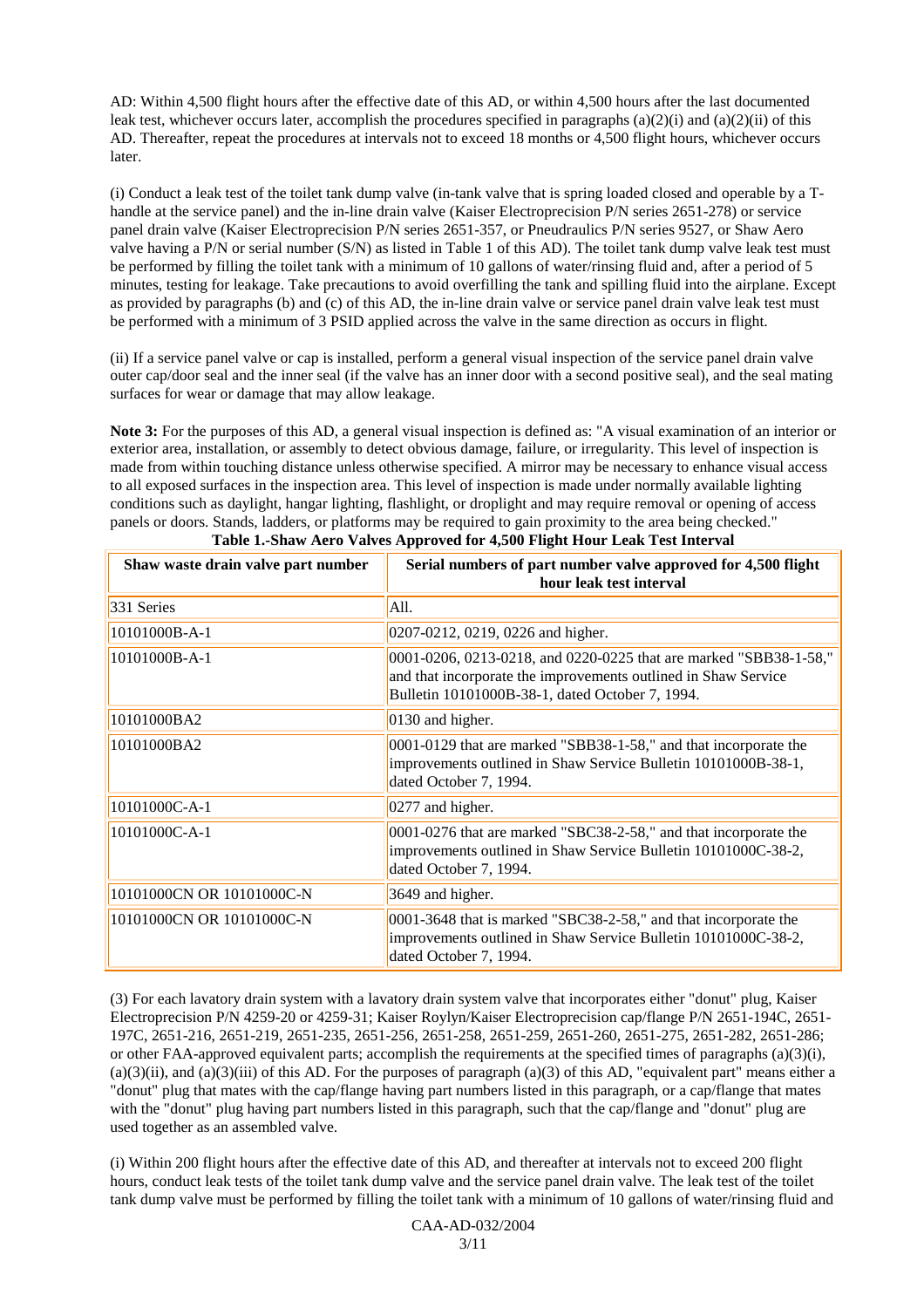AD: Within 4,500 flight hours after the effective date of this AD, or within 4,500 hours after the last documented leak test, whichever occurs later, accomplish the procedures specified in paragraphs (a)(2)(i) and (a)(2)(ii) of this AD. Thereafter, repeat the procedures at intervals not to exceed 18 months or 4,500 flight hours, whichever occurs later.

(i) Conduct a leak test of the toilet tank dump valve (in-tank valve that is spring loaded closed and operable by a T-handle at the service panel) and the in-line drain valve (Kaiser Electroprecision P/N series 2651-278) or service panel drain valve (Kaiser Electroprecision P/N series 2651-357, or Pneudraulics P/N series 9527, or Shaw Aero valve having a P/N or serial number (S/N) as listed in Table 1 of this AD). The toilet tank dump valve leak test must be performed by filling the toilet tank with a minimum of 10 gallons of water/rinsing fluid and, after a period of 5 minutes, testing for leakage. Take precautions to avoid overfilling the tank and spilling fluid into the airplane. Except as provided by paragraphs (b) and (c) of this AD, the in-line drain valve or service panel drain valve leak test must be performed with a minimum of 3 PSID applied across the valve in the same direction as occurs in flight.

(ii) If a service panel valve or cap is installed, perform a general visual inspection of the service panel drain valve outer cap/door seal and the inner seal (if the valve has an inner door with a second positive seal), and the seal mating surfaces for wear or damage that may allow leakage.

**Note 3:** For the purposes of this AD, a general visual inspection is defined as: "A visual examination of an interior or exterior area, installation, or assembly to detect obvious damage, failure, or irregularity. This level of inspection is made from within touching distance unless otherwise specified. A mirror may be necessary to enhance visual access to all exposed surfaces in the inspection area. This level of inspection is made under normally available lighting conditions such as daylight, hangar lighting, flashlight, or droplight and may require removal or opening of access panels or doors. Stands, ladders, or platforms may be required to gain proximity to the area being checked."

**Table 1.-Shaw Aero Valves Approved for 4,500 Flight Hour Leak Test Interval**

| Shaw waste drain valve part number | Serial numbers of part number valve approved for 4,500 flight hour leak test interval |
|---|---|
| 331 Series | All. |
| 10101000B-A-1 | 0207-0212, 0219, 0226 and higher. |
| 10101000B-A-1 | 0001-0206, 0213-0218, and 0220-0225 that are marked "SBB38-1-58," and that incorporate the improvements outlined in Shaw Service Bulletin 10101000B-38-1, dated October 7, 1994. |
| 10101000BA2 | 0130 and higher. |
| 10101000BA2 | 0001-0129 that are marked "SBB38-1-58," and that incorporate the improvements outlined in Shaw Service Bulletin 10101000B-38-1, dated October 7, 1994. |
| 10101000C-A-1 | 0277 and higher. |
| 10101000C-A-1 | 0001-0276 that are marked "SBC38-2-58," and that incorporate the improvements outlined in Shaw Service Bulletin 10101000C-38-2, dated October 7, 1994. |
| 10101000CN OR 10101000C-N | 3649 and higher. |
| 10101000CN OR 10101000C-N | 0001-3648 that is marked "SBC38-2-58," and that incorporate the improvements outlined in Shaw Service Bulletin 10101000C-38-2, dated October 7, 1994. |

(3) For each lavatory drain system with a lavatory drain system valve that incorporates either "donut" plug, Kaiser Electroprecision P/N 4259-20 or 4259-31; Kaiser Roylyn/Kaiser Electroprecision cap/flange P/N 2651-194C, 2651-197C, 2651-216, 2651-219, 2651-235, 2651-256, 2651-258, 2651-259, 2651-260, 2651-275, 2651-282, 2651-286; or other FAA-approved equivalent parts; accomplish the requirements at the specified times of paragraphs (a)(3)(i), (a)(3)(ii), and (a)(3)(iii) of this AD. For the purposes of paragraph (a)(3) of this AD, "equivalent part" means either a "donut" plug that mates with the cap/flange having part numbers listed in this paragraph, or a cap/flange that mates with the "donut" plug having part numbers listed in this paragraph, such that the cap/flange and "donut" plug are used together as an assembled valve.

(i) Within 200 flight hours after the effective date of this AD, and thereafter at intervals not to exceed 200 flight hours, conduct leak tests of the toilet tank dump valve and the service panel drain valve. The leak test of the toilet tank dump valve must be performed by filling the toilet tank with a minimum of 10 gallons of water/rinsing fluid and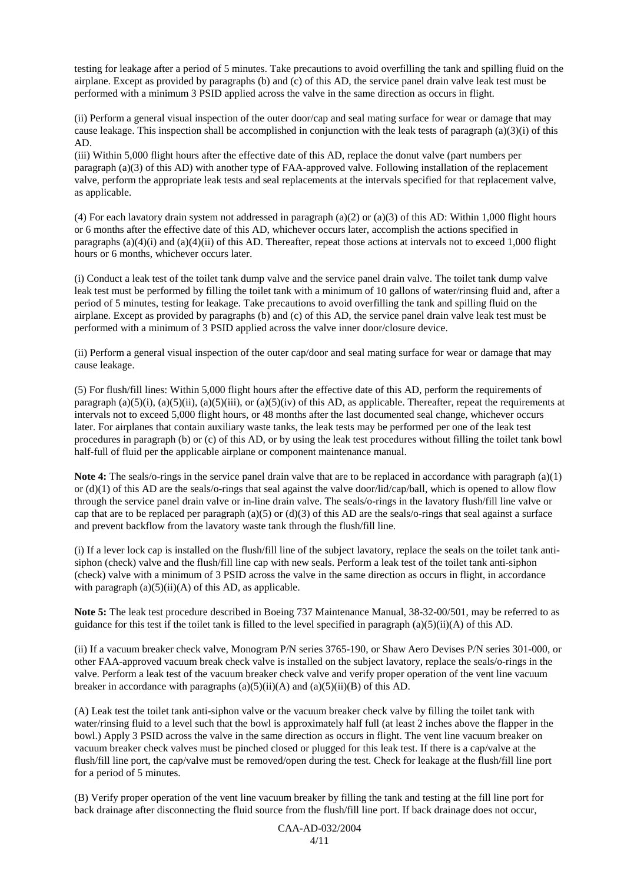testing for leakage after a period of 5 minutes. Take precautions to avoid overfilling the tank and spilling fluid on the airplane. Except as provided by paragraphs (b) and (c) of this AD, the service panel drain valve leak test must be performed with a minimum 3 PSID applied across the valve in the same direction as occurs in flight.

(ii) Perform a general visual inspection of the outer door/cap and seal mating surface for wear or damage that may cause leakage. This inspection shall be accomplished in conjunction with the leak tests of paragraph (a)(3)(i) of this AD.

(iii) Within 5,000 flight hours after the effective date of this AD, replace the donut valve (part numbers per paragraph (a)(3) of this AD) with another type of FAA-approved valve. Following installation of the replacement valve, perform the appropriate leak tests and seal replacements at the intervals specified for that replacement valve, as applicable.

(4) For each lavatory drain system not addressed in paragraph (a)(2) or (a)(3) of this AD: Within 1,000 flight hours or 6 months after the effective date of this AD, whichever occurs later, accomplish the actions specified in paragraphs (a)(4)(i) and (a)(4)(ii) of this AD. Thereafter, repeat those actions at intervals not to exceed 1,000 flight hours or 6 months, whichever occurs later.

(i) Conduct a leak test of the toilet tank dump valve and the service panel drain valve. The toilet tank dump valve leak test must be performed by filling the toilet tank with a minimum of 10 gallons of water/rinsing fluid and, after a period of 5 minutes, testing for leakage. Take precautions to avoid overfilling the tank and spilling fluid on the airplane. Except as provided by paragraphs (b) and (c) of this AD, the service panel drain valve leak test must be performed with a minimum of 3 PSID applied across the valve inner door/closure device.

(ii) Perform a general visual inspection of the outer cap/door and seal mating surface for wear or damage that may cause leakage.

(5) For flush/fill lines: Within 5,000 flight hours after the effective date of this AD, perform the requirements of paragraph (a)(5)(i), (a)(5)(ii), (a)(5)(iii), or (a)(5)(iv) of this AD, as applicable. Thereafter, repeat the requirements at intervals not to exceed 5,000 flight hours, or 48 months after the last documented seal change, whichever occurs later. For airplanes that contain auxiliary waste tanks, the leak tests may be performed per one of the leak test procedures in paragraph (b) or (c) of this AD, or by using the leak test procedures without filling the toilet tank bowl half-full of fluid per the applicable airplane or component maintenance manual.

**Note 4:** The seals/o-rings in the service panel drain valve that are to be replaced in accordance with paragraph (a)(1) or (d)(1) of this AD are the seals/o-rings that seal against the valve door/lid/cap/ball, which is opened to allow flow through the service panel drain valve or in-line drain valve. The seals/o-rings in the lavatory flush/fill line valve or cap that are to be replaced per paragraph (a)(5) or (d)(3) of this AD are the seals/o-rings that seal against a surface and prevent backflow from the lavatory waste tank through the flush/fill line.

(i) If a lever lock cap is installed on the flush/fill line of the subject lavatory, replace the seals on the toilet tank anti-siphon (check) valve and the flush/fill line cap with new seals. Perform a leak test of the toilet tank anti-siphon (check) valve with a minimum of 3 PSID across the valve in the same direction as occurs in flight, in accordance with paragraph (a)(5)(ii)(A) of this AD, as applicable.

**Note 5:** The leak test procedure described in Boeing 737 Maintenance Manual, 38-32-00/501, may be referred to as guidance for this test if the toilet tank is filled to the level specified in paragraph (a)(5)(ii)(A) of this AD.

(ii) If a vacuum breaker check valve, Monogram P/N series 3765-190, or Shaw Aero Devises P/N series 301-000, or other FAA-approved vacuum break check valve is installed on the subject lavatory, replace the seals/o-rings in the valve. Perform a leak test of the vacuum breaker check valve and verify proper operation of the vent line vacuum breaker in accordance with paragraphs (a)(5)(ii)(A) and (a)(5)(ii)(B) of this AD.

(A) Leak test the toilet tank anti-siphon valve or the vacuum breaker check valve by filling the toilet tank with water/rinsing fluid to a level such that the bowl is approximately half full (at least 2 inches above the flapper in the bowl.) Apply 3 PSID across the valve in the same direction as occurs in flight. The vent line vacuum breaker on vacuum breaker check valves must be pinched closed or plugged for this leak test. If there is a cap/valve at the flush/fill line port, the cap/valve must be removed/open during the test. Check for leakage at the flush/fill line port for a period of 5 minutes.

(B) Verify proper operation of the vent line vacuum breaker by filling the tank and testing at the fill line port for back drainage after disconnecting the fluid source from the flush/fill line port. If back drainage does not occur,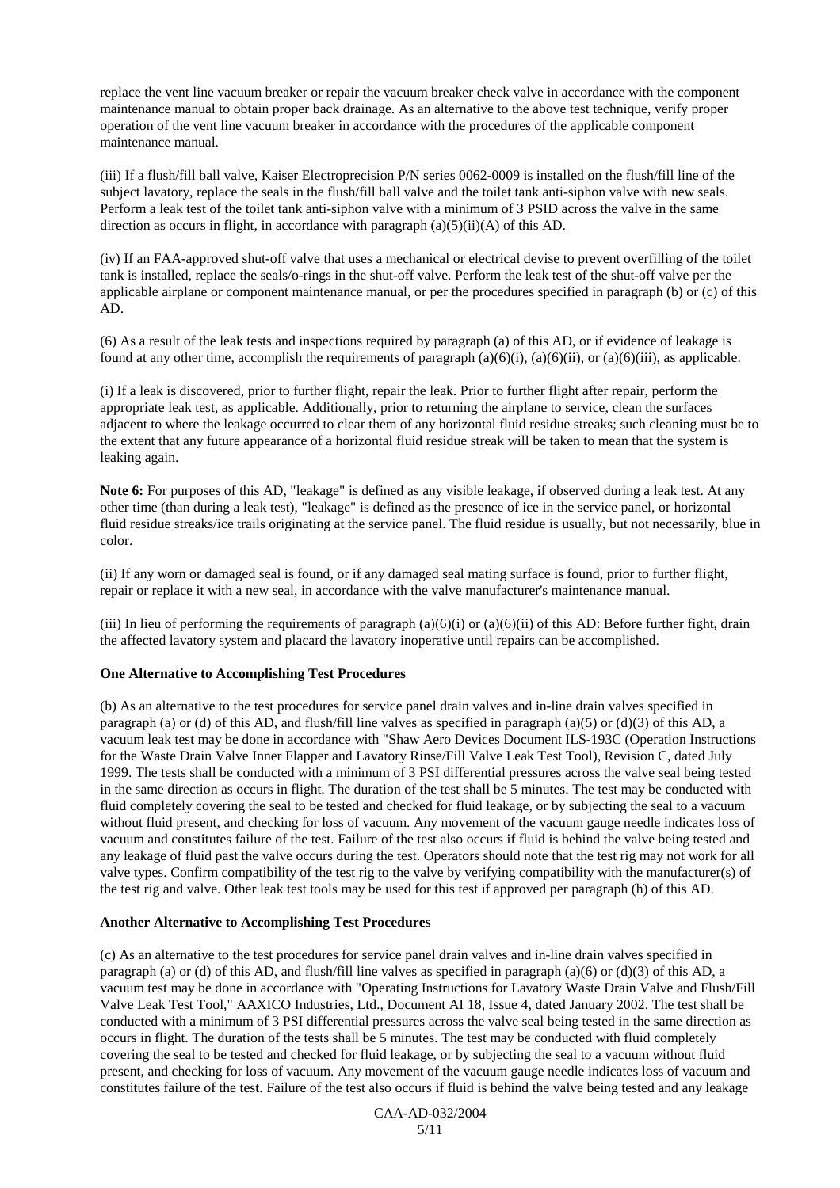replace the vent line vacuum breaker or repair the vacuum breaker check valve in accordance with the component maintenance manual to obtain proper back drainage. As an alternative to the above test technique, verify proper operation of the vent line vacuum breaker in accordance with the procedures of the applicable component maintenance manual.

(iii) If a flush/fill ball valve, Kaiser Electroprecision P/N series 0062-0009 is installed on the flush/fill line of the subject lavatory, replace the seals in the flush/fill ball valve and the toilet tank anti-siphon valve with new seals. Perform a leak test of the toilet tank anti-siphon valve with a minimum of 3 PSID across the valve in the same direction as occurs in flight, in accordance with paragraph (a)(5)(ii)(A) of this AD.

(iv) If an FAA-approved shut-off valve that uses a mechanical or electrical devise to prevent overfilling of the toilet tank is installed, replace the seals/o-rings in the shut-off valve. Perform the leak test of the shut-off valve per the applicable airplane or component maintenance manual, or per the procedures specified in paragraph (b) or (c) of this AD.

(6) As a result of the leak tests and inspections required by paragraph (a) of this AD, or if evidence of leakage is found at any other time, accomplish the requirements of paragraph (a)(6)(i), (a)(6)(ii), or (a)(6)(iii), as applicable.

(i) If a leak is discovered, prior to further flight, repair the leak. Prior to further flight after repair, perform the appropriate leak test, as applicable. Additionally, prior to returning the airplane to service, clean the surfaces adjacent to where the leakage occurred to clear them of any horizontal fluid residue streaks; such cleaning must be to the extent that any future appearance of a horizontal fluid residue streak will be taken to mean that the system is leaking again.

**Note 6:** For purposes of this AD, "leakage" is defined as any visible leakage, if observed during a leak test. At any other time (than during a leak test), "leakage" is defined as the presence of ice in the service panel, or horizontal fluid residue streaks/ice trails originating at the service panel. The fluid residue is usually, but not necessarily, blue in color.

(ii) If any worn or damaged seal is found, or if any damaged seal mating surface is found, prior to further flight, repair or replace it with a new seal, in accordance with the valve manufacturer's maintenance manual.

(iii) In lieu of performing the requirements of paragraph (a)(6)(i) or (a)(6)(ii) of this AD: Before further fight, drain the affected lavatory system and placard the lavatory inoperative until repairs can be accomplished.

**One Alternative to Accomplishing Test Procedures**

(b) As an alternative to the test procedures for service panel drain valves and in-line drain valves specified in paragraph (a) or (d) of this AD, and flush/fill line valves as specified in paragraph (a)(5) or (d)(3) of this AD, a vacuum leak test may be done in accordance with "Shaw Aero Devices Document ILS-193C (Operation Instructions for the Waste Drain Valve Inner Flapper and Lavatory Rinse/Fill Valve Leak Test Tool), Revision C, dated July 1999. The tests shall be conducted with a minimum of 3 PSI differential pressures across the valve seal being tested in the same direction as occurs in flight. The duration of the test shall be 5 minutes. The test may be conducted with fluid completely covering the seal to be tested and checked for fluid leakage, or by subjecting the seal to a vacuum without fluid present, and checking for loss of vacuum. Any movement of the vacuum gauge needle indicates loss of vacuum and constitutes failure of the test. Failure of the test also occurs if fluid is behind the valve being tested and any leakage of fluid past the valve occurs during the test. Operators should note that the test rig may not work for all valve types. Confirm compatibility of the test rig to the valve by verifying compatibility with the manufacturer(s) of the test rig and valve. Other leak test tools may be used for this test if approved per paragraph (h) of this AD.

**Another Alternative to Accomplishing Test Procedures**

(c) As an alternative to the test procedures for service panel drain valves and in-line drain valves specified in paragraph (a) or (d) of this AD, and flush/fill line valves as specified in paragraph (a)(6) or (d)(3) of this AD, a vacuum test may be done in accordance with "Operating Instructions for Lavatory Waste Drain Valve and Flush/Fill Valve Leak Test Tool," AAXICO Industries, Ltd., Document AI 18, Issue 4, dated January 2002. The test shall be conducted with a minimum of 3 PSI differential pressures across the valve seal being tested in the same direction as occurs in flight. The duration of the tests shall be 5 minutes. The test may be conducted with fluid completely covering the seal to be tested and checked for fluid leakage, or by subjecting the seal to a vacuum without fluid present, and checking for loss of vacuum. Any movement of the vacuum gauge needle indicates loss of vacuum and constitutes failure of the test. Failure of the test also occurs if fluid is behind the valve being tested and any leakage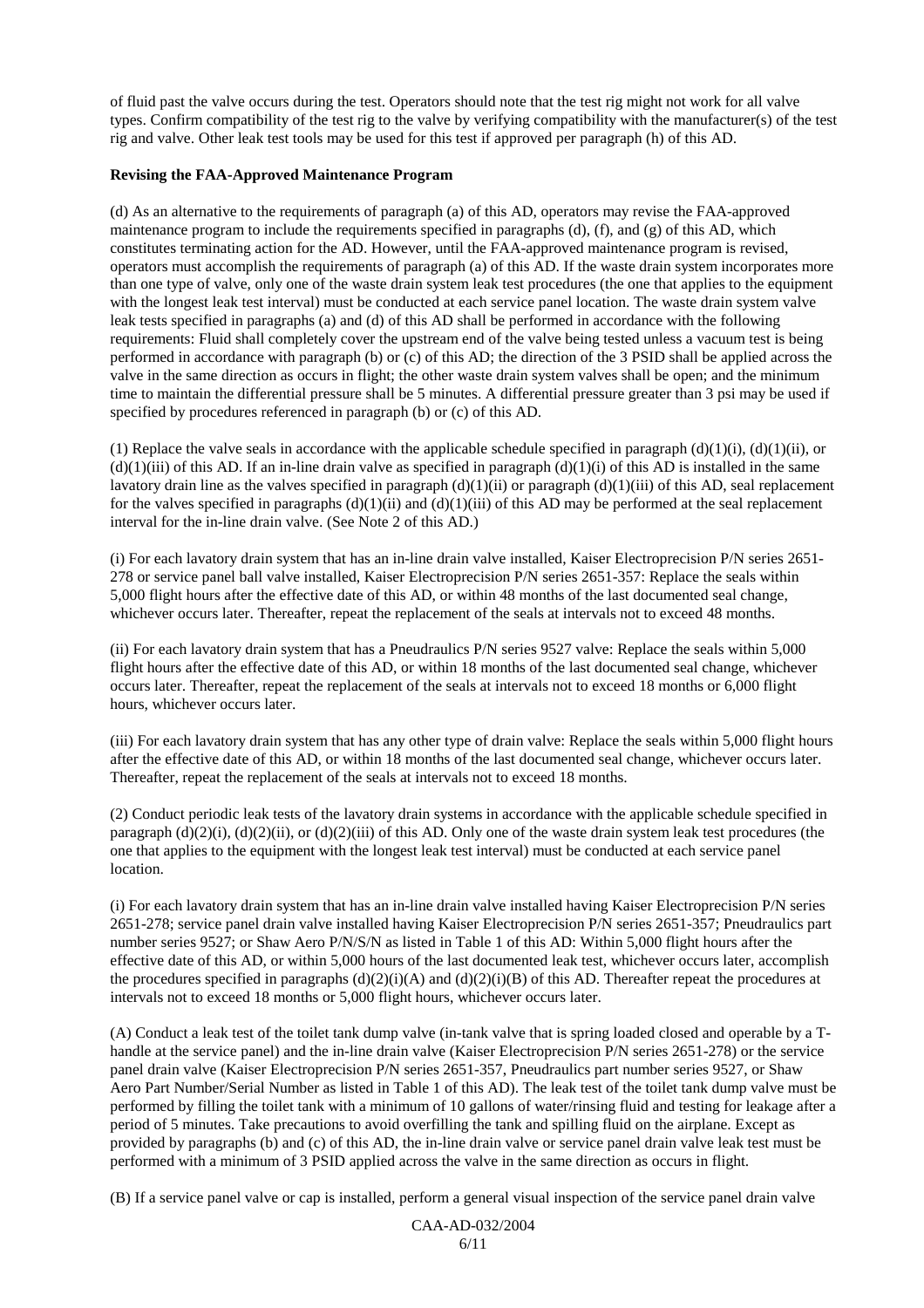of fluid past the valve occurs during the test. Operators should note that the test rig might not work for all valve types. Confirm compatibility of the test rig to the valve by verifying compatibility with the manufacturer(s) of the test rig and valve. Other leak test tools may be used for this test if approved per paragraph (h) of this AD.

**Revising the FAA-Approved Maintenance Program**

(d) As an alternative to the requirements of paragraph (a) of this AD, operators may revise the FAA-approved maintenance program to include the requirements specified in paragraphs (d), (f), and (g) of this AD, which constitutes terminating action for the AD. However, until the FAA-approved maintenance program is revised, operators must accomplish the requirements of paragraph (a) of this AD. If the waste drain system incorporates more than one type of valve, only one of the waste drain system leak test procedures (the one that applies to the equipment with the longest leak test interval) must be conducted at each service panel location. The waste drain system valve leak tests specified in paragraphs (a) and (d) of this AD shall be performed in accordance with the following requirements: Fluid shall completely cover the upstream end of the valve being tested unless a vacuum test is being performed in accordance with paragraph (b) or (c) of this AD; the direction of the 3 PSID shall be applied across the valve in the same direction as occurs in flight; the other waste drain system valves shall be open; and the minimum time to maintain the differential pressure shall be 5 minutes. A differential pressure greater than 3 psi may be used if specified by procedures referenced in paragraph (b) or (c) of this AD.

(1) Replace the valve seals in accordance with the applicable schedule specified in paragraph (d)(1)(i), (d)(1)(ii), or (d)(1)(iii) of this AD. If an in-line drain valve as specified in paragraph (d)(1)(i) of this AD is installed in the same lavatory drain line as the valves specified in paragraph (d)(1)(ii) or paragraph (d)(1)(iii) of this AD, seal replacement for the valves specified in paragraphs (d)(1)(ii) and (d)(1)(iii) of this AD may be performed at the seal replacement interval for the in-line drain valve. (See Note 2 of this AD.)

(i) For each lavatory drain system that has an in-line drain valve installed, Kaiser Electroprecision P/N series 2651-278 or service panel ball valve installed, Kaiser Electroprecision P/N series 2651-357: Replace the seals within 5,000 flight hours after the effective date of this AD, or within 48 months of the last documented seal change, whichever occurs later. Thereafter, repeat the replacement of the seals at intervals not to exceed 48 months.

(ii) For each lavatory drain system that has a Pneudraulics P/N series 9527 valve: Replace the seals within 5,000 flight hours after the effective date of this AD, or within 18 months of the last documented seal change, whichever occurs later. Thereafter, repeat the replacement of the seals at intervals not to exceed 18 months or 6,000 flight hours, whichever occurs later.

(iii) For each lavatory drain system that has any other type of drain valve: Replace the seals within 5,000 flight hours after the effective date of this AD, or within 18 months of the last documented seal change, whichever occurs later. Thereafter, repeat the replacement of the seals at intervals not to exceed 18 months.

(2) Conduct periodic leak tests of the lavatory drain systems in accordance with the applicable schedule specified in paragraph (d)(2)(i), (d)(2)(ii), or (d)(2)(iii) of this AD. Only one of the waste drain system leak test procedures (the one that applies to the equipment with the longest leak test interval) must be conducted at each service panel location.

(i) For each lavatory drain system that has an in-line drain valve installed having Kaiser Electroprecision P/N series 2651-278; service panel drain valve installed having Kaiser Electroprecision P/N series 2651-357; Pneudraulics part number series 9527; or Shaw Aero P/N/S/N as listed in Table 1 of this AD: Within 5,000 flight hours after the effective date of this AD, or within 5,000 hours of the last documented leak test, whichever occurs later, accomplish the procedures specified in paragraphs (d)(2)(i)(A) and (d)(2)(i)(B) of this AD. Thereafter repeat the procedures at intervals not to exceed 18 months or 5,000 flight hours, whichever occurs later.

(A) Conduct a leak test of the toilet tank dump valve (in-tank valve that is spring loaded closed and operable by a T-handle at the service panel) and the in-line drain valve (Kaiser Electroprecision P/N series 2651-278) or the service panel drain valve (Kaiser Electroprecision P/N series 2651-357, Pneudraulics part number series 9527, or Shaw Aero Part Number/Serial Number as listed in Table 1 of this AD). The leak test of the toilet tank dump valve must be performed by filling the toilet tank with a minimum of 10 gallons of water/rinsing fluid and testing for leakage after a period of 5 minutes. Take precautions to avoid overfilling the tank and spilling fluid on the airplane. Except as provided by paragraphs (b) and (c) of this AD, the in-line drain valve or service panel drain valve leak test must be performed with a minimum of 3 PSID applied across the valve in the same direction as occurs in flight.

(B) If a service panel valve or cap is installed, perform a general visual inspection of the service panel drain valve

CAA-AD-032/2004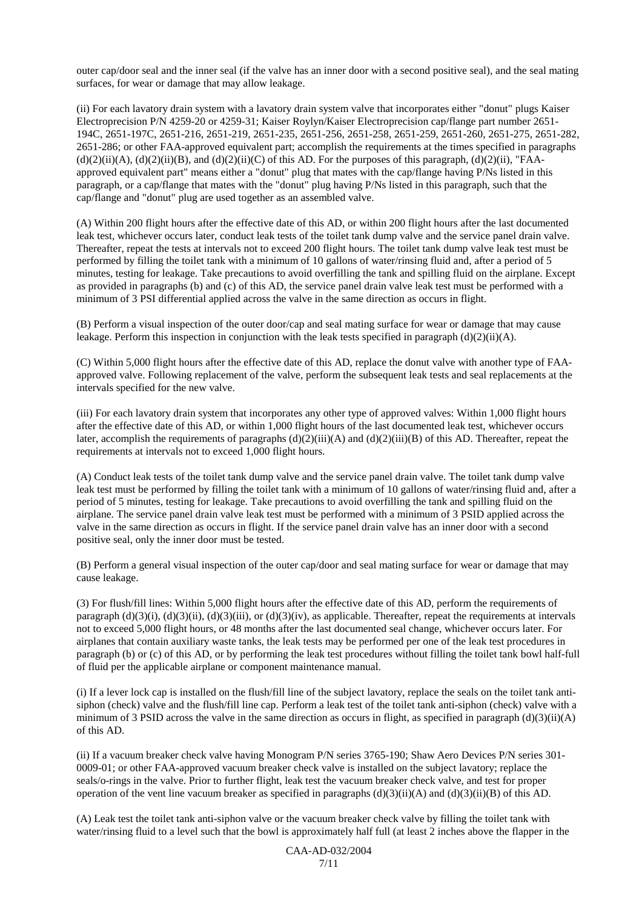outer cap/door seal and the inner seal (if the valve has an inner door with a second positive seal), and the seal mating surfaces, for wear or damage that may allow leakage.

(ii) For each lavatory drain system with a lavatory drain system valve that incorporates either "donut" plugs Kaiser Electroprecision P/N 4259-20 or 4259-31; Kaiser Roylyn/Kaiser Electroprecision cap/flange part number 2651-194C, 2651-197C, 2651-216, 2651-219, 2651-235, 2651-256, 2651-258, 2651-259, 2651-260, 2651-275, 2651-282, 2651-286; or other FAA-approved equivalent part; accomplish the requirements at the times specified in paragraphs (d)(2)(ii)(A), (d)(2)(ii)(B), and (d)(2)(ii)(C) of this AD. For the purposes of this paragraph, (d)(2)(ii), "FAA-approved equivalent part" means either a "donut" plug that mates with the cap/flange having P/Ns listed in this paragraph, or a cap/flange that mates with the "donut" plug having P/Ns listed in this paragraph, such that the cap/flange and "donut" plug are used together as an assembled valve.

(A) Within 200 flight hours after the effective date of this AD, or within 200 flight hours after the last documented leak test, whichever occurs later, conduct leak tests of the toilet tank dump valve and the service panel drain valve. Thereafter, repeat the tests at intervals not to exceed 200 flight hours. The toilet tank dump valve leak test must be performed by filling the toilet tank with a minimum of 10 gallons of water/rinsing fluid and, after a period of 5 minutes, testing for leakage. Take precautions to avoid overfilling the tank and spilling fluid on the airplane. Except as provided in paragraphs (b) and (c) of this AD, the service panel drain valve leak test must be performed with a minimum of 3 PSI differential applied across the valve in the same direction as occurs in flight.

(B) Perform a visual inspection of the outer door/cap and seal mating surface for wear or damage that may cause leakage. Perform this inspection in conjunction with the leak tests specified in paragraph (d)(2)(ii)(A).

(C) Within 5,000 flight hours after the effective date of this AD, replace the donut valve with another type of FAA-approved valve. Following replacement of the valve, perform the subsequent leak tests and seal replacements at the intervals specified for the new valve.

(iii) For each lavatory drain system that incorporates any other type of approved valves: Within 1,000 flight hours after the effective date of this AD, or within 1,000 flight hours of the last documented leak test, whichever occurs later, accomplish the requirements of paragraphs (d)(2)(iii)(A) and (d)(2)(iii)(B) of this AD. Thereafter, repeat the requirements at intervals not to exceed 1,000 flight hours.

(A) Conduct leak tests of the toilet tank dump valve and the service panel drain valve. The toilet tank dump valve leak test must be performed by filling the toilet tank with a minimum of 10 gallons of water/rinsing fluid and, after a period of 5 minutes, testing for leakage. Take precautions to avoid overfilling the tank and spilling fluid on the airplane. The service panel drain valve leak test must be performed with a minimum of 3 PSID applied across the valve in the same direction as occurs in flight. If the service panel drain valve has an inner door with a second positive seal, only the inner door must be tested.

(B) Perform a general visual inspection of the outer cap/door and seal mating surface for wear or damage that may cause leakage.

(3) For flush/fill lines: Within 5,000 flight hours after the effective date of this AD, perform the requirements of paragraph (d)(3)(i), (d)(3)(ii), (d)(3)(iii), or (d)(3)(iv), as applicable. Thereafter, repeat the requirements at intervals not to exceed 5,000 flight hours, or 48 months after the last documented seal change, whichever occurs later. For airplanes that contain auxiliary waste tanks, the leak tests may be performed per one of the leak test procedures in paragraph (b) or (c) of this AD, or by performing the leak test procedures without filling the toilet tank bowl half-full of fluid per the applicable airplane or component maintenance manual.

(i) If a lever lock cap is installed on the flush/fill line of the subject lavatory, replace the seals on the toilet tank anti-siphon (check) valve and the flush/fill line cap. Perform a leak test of the toilet tank anti-siphon (check) valve with a minimum of 3 PSID across the valve in the same direction as occurs in flight, as specified in paragraph (d)(3)(ii)(A) of this AD.

(ii) If a vacuum breaker check valve having Monogram P/N series 3765-190; Shaw Aero Devices P/N series 301-0009-01; or other FAA-approved vacuum breaker check valve is installed on the subject lavatory; replace the seals/o-rings in the valve. Prior to further flight, leak test the vacuum breaker check valve, and test for proper operation of the vent line vacuum breaker as specified in paragraphs (d)(3)(ii)(A) and (d)(3)(ii)(B) of this AD.

(A) Leak test the toilet tank anti-siphon valve or the vacuum breaker check valve by filling the toilet tank with water/rinsing fluid to a level such that the bowl is approximately half full (at least 2 inches above the flapper in the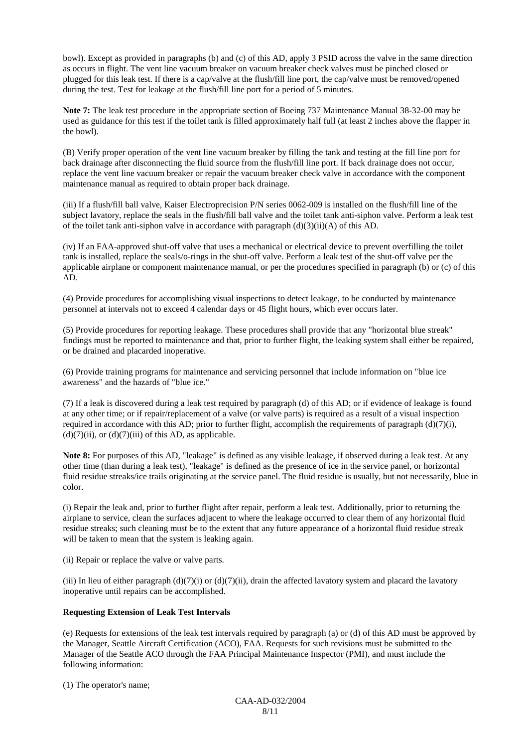bowl). Except as provided in paragraphs (b) and (c) of this AD, apply 3 PSID across the valve in the same direction as occurs in flight. The vent line vacuum breaker on vacuum breaker check valves must be pinched closed or plugged for this leak test. If there is a cap/valve at the flush/fill line port, the cap/valve must be removed/opened during the test. Test for leakage at the flush/fill line port for a period of 5 minutes.

**Note 7:** The leak test procedure in the appropriate section of Boeing 737 Maintenance Manual 38-32-00 may be used as guidance for this test if the toilet tank is filled approximately half full (at least 2 inches above the flapper in the bowl).

(B) Verify proper operation of the vent line vacuum breaker by filling the tank and testing at the fill line port for back drainage after disconnecting the fluid source from the flush/fill line port. If back drainage does not occur, replace the vent line vacuum breaker or repair the vacuum breaker check valve in accordance with the component maintenance manual as required to obtain proper back drainage.

(iii) If a flush/fill ball valve, Kaiser Electroprecision P/N series 0062-009 is installed on the flush/fill line of the subject lavatory, replace the seals in the flush/fill ball valve and the toilet tank anti-siphon valve. Perform a leak test of the toilet tank anti-siphon valve in accordance with paragraph (d)(3)(ii)(A) of this AD.

(iv) If an FAA-approved shut-off valve that uses a mechanical or electrical device to prevent overfilling the toilet tank is installed, replace the seals/o-rings in the shut-off valve. Perform a leak test of the shut-off valve per the applicable airplane or component maintenance manual, or per the procedures specified in paragraph (b) or (c) of this AD.

(4) Provide procedures for accomplishing visual inspections to detect leakage, to be conducted by maintenance personnel at intervals not to exceed 4 calendar days or 45 flight hours, which ever occurs later.

(5) Provide procedures for reporting leakage. These procedures shall provide that any "horizontal blue streak" findings must be reported to maintenance and that, prior to further flight, the leaking system shall either be repaired, or be drained and placarded inoperative.

(6) Provide training programs for maintenance and servicing personnel that include information on "blue ice awareness" and the hazards of "blue ice."

(7) If a leak is discovered during a leak test required by paragraph (d) of this AD; or if evidence of leakage is found at any other time; or if repair/replacement of a valve (or valve parts) is required as a result of a visual inspection required in accordance with this AD; prior to further flight, accomplish the requirements of paragraph (d)(7)(i), (d)(7)(ii), or (d)(7)(iii) of this AD, as applicable.

**Note 8:** For purposes of this AD, "leakage" is defined as any visible leakage, if observed during a leak test. At any other time (than during a leak test), "leakage" is defined as the presence of ice in the service panel, or horizontal fluid residue streaks/ice trails originating at the service panel. The fluid residue is usually, but not necessarily, blue in color.

(i) Repair the leak and, prior to further flight after repair, perform a leak test. Additionally, prior to returning the airplane to service, clean the surfaces adjacent to where the leakage occurred to clear them of any horizontal fluid residue streaks; such cleaning must be to the extent that any future appearance of a horizontal fluid residue streak will be taken to mean that the system is leaking again.

(ii) Repair or replace the valve or valve parts.

(iii) In lieu of either paragraph (d)(7)(i) or (d)(7)(ii), drain the affected lavatory system and placard the lavatory inoperative until repairs can be accomplished.

**Requesting Extension of Leak Test Intervals**

(e) Requests for extensions of the leak test intervals required by paragraph (a) or (d) of this AD must be approved by the Manager, Seattle Aircraft Certification (ACO), FAA. Requests for such revisions must be submitted to the Manager of the Seattle ACO through the FAA Principal Maintenance Inspector (PMI), and must include the following information:

(1) The operator's name;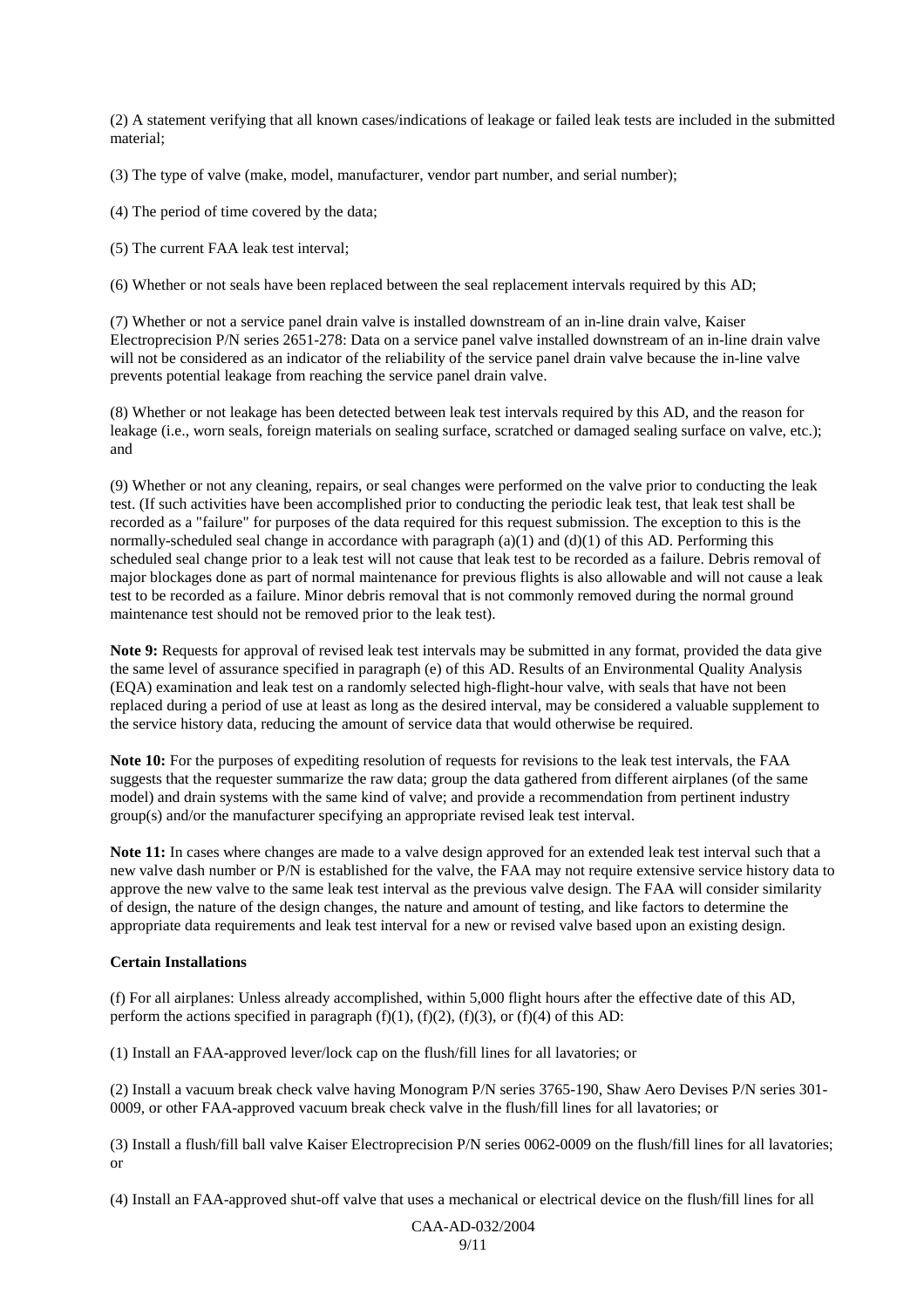(2) A statement verifying that all known cases/indications of leakage or failed leak tests are included in the submitted material;

(3) The type of valve (make, model, manufacturer, vendor part number, and serial number);

(4) The period of time covered by the data;

(5) The current FAA leak test interval;

(6) Whether or not seals have been replaced between the seal replacement intervals required by this AD;

(7) Whether or not a service panel drain valve is installed downstream of an in-line drain valve, Kaiser Electroprecision P/N series 2651-278: Data on a service panel valve installed downstream of an in-line drain valve will not be considered as an indicator of the reliability of the service panel drain valve because the in-line valve prevents potential leakage from reaching the service panel drain valve.

(8) Whether or not leakage has been detected between leak test intervals required by this AD, and the reason for leakage (i.e., worn seals, foreign materials on sealing surface, scratched or damaged sealing surface on valve, etc.); and

(9) Whether or not any cleaning, repairs, or seal changes were performed on the valve prior to conducting the leak test. (If such activities have been accomplished prior to conducting the periodic leak test, that leak test shall be recorded as a "failure" for purposes of the data required for this request submission. The exception to this is the normally-scheduled seal change in accordance with paragraph (a)(1) and (d)(1) of this AD. Performing this scheduled seal change prior to a leak test will not cause that leak test to be recorded as a failure. Debris removal of major blockages done as part of normal maintenance for previous flights is also allowable and will not cause a leak test to be recorded as a failure. Minor debris removal that is not commonly removed during the normal ground maintenance test should not be removed prior to the leak test).

**Note 9:** Requests for approval of revised leak test intervals may be submitted in any format, provided the data give the same level of assurance specified in paragraph (e) of this AD. Results of an Environmental Quality Analysis (EQA) examination and leak test on a randomly selected high-flight-hour valve, with seals that have not been replaced during a period of use at least as long as the desired interval, may be considered a valuable supplement to the service history data, reducing the amount of service data that would otherwise be required.

**Note 10:** For the purposes of expediting resolution of requests for revisions to the leak test intervals, the FAA suggests that the requester summarize the raw data; group the data gathered from different airplanes (of the same model) and drain systems with the same kind of valve; and provide a recommendation from pertinent industry group(s) and/or the manufacturer specifying an appropriate revised leak test interval.

**Note 11:** In cases where changes are made to a valve design approved for an extended leak test interval such that a new valve dash number or P/N is established for the valve, the FAA may not require extensive service history data to approve the new valve to the same leak test interval as the previous valve design. The FAA will consider similarity of design, the nature of the design changes, the nature and amount of testing, and like factors to determine the appropriate data requirements and leak test interval for a new or revised valve based upon an existing design.

**Certain Installations**

(f) For all airplanes: Unless already accomplished, within 5,000 flight hours after the effective date of this AD, perform the actions specified in paragraph (f)(1), (f)(2), (f)(3), or (f)(4) of this AD:

(1) Install an FAA-approved lever/lock cap on the flush/fill lines for all lavatories; or

(2) Install a vacuum break check valve having Monogram P/N series 3765-190, Shaw Aero Devises P/N series 301-0009, or other FAA-approved vacuum break check valve in the flush/fill lines for all lavatories; or

(3) Install a flush/fill ball valve Kaiser Electroprecision P/N series 0062-0009 on the flush/fill lines for all lavatories; or

(4) Install an FAA-approved shut-off valve that uses a mechanical or electrical device on the flush/fill lines for all

CAA-AD-032/2004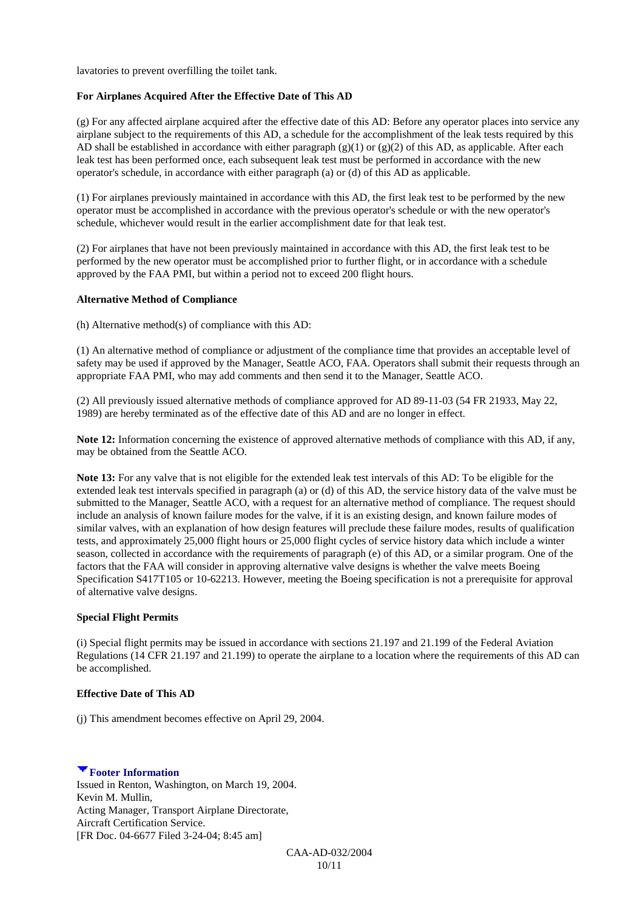lavatories to prevent overfilling the toilet tank.

**For Airplanes Acquired After the Effective Date of This AD**

(g) For any affected airplane acquired after the effective date of this AD: Before any operator places into service any airplane subject to the requirements of this AD, a schedule for the accomplishment of the leak tests required by this AD shall be established in accordance with either paragraph (g)(1) or (g)(2) of this AD, as applicable. After each leak test has been performed once, each subsequent leak test must be performed in accordance with the new operator's schedule, in accordance with either paragraph (a) or (d) of this AD as applicable.

(1) For airplanes previously maintained in accordance with this AD, the first leak test to be performed by the new operator must be accomplished in accordance with the previous operator's schedule or with the new operator's schedule, whichever would result in the earlier accomplishment date for that leak test.

(2) For airplanes that have not been previously maintained in accordance with this AD, the first leak test to be performed by the new operator must be accomplished prior to further flight, or in accordance with a schedule approved by the FAA PMI, but within a period not to exceed 200 flight hours.

**Alternative Method of Compliance**

(h) Alternative method(s) of compliance with this AD:

(1) An alternative method of compliance or adjustment of the compliance time that provides an acceptable level of safety may be used if approved by the Manager, Seattle ACO, FAA. Operators shall submit their requests through an appropriate FAA PMI, who may add comments and then send it to the Manager, Seattle ACO.

(2) All previously issued alternative methods of compliance approved for AD 89-11-03 (54 FR 21933, May 22, 1989) are hereby terminated as of the effective date of this AD and are no longer in effect.

**Note 12:** Information concerning the existence of approved alternative methods of compliance with this AD, if any, may be obtained from the Seattle ACO.

**Note 13:** For any valve that is not eligible for the extended leak test intervals of this AD: To be eligible for the extended leak test intervals specified in paragraph (a) or (d) of this AD, the service history data of the valve must be submitted to the Manager, Seattle ACO, with a request for an alternative method of compliance. The request should include an analysis of known failure modes for the valve, if it is an existing design, and known failure modes of similar valves, with an explanation of how design features will preclude these failure modes, results of qualification tests, and approximately 25,000 flight hours or 25,000 flight cycles of service history data which include a winter season, collected in accordance with the requirements of paragraph (e) of this AD, or a similar program. One of the factors that the FAA will consider in approving alternative valve designs is whether the valve meets Boeing Specification S417T105 or 10-62213. However, meeting the Boeing specification is not a prerequisite for approval of alternative valve designs.

**Special Flight Permits**

(i) Special flight permits may be issued in accordance with sections 21.197 and 21.199 of the Federal Aviation Regulations (14 CFR 21.197 and 21.199) to operate the airplane to a location where the requirements of this AD can be accomplished.

**Effective Date of This AD**

(j) This amendment becomes effective on April 29, 2004.

**Footer Information**

Issued in Renton, Washington, on March 19, 2004.
Kevin M. Mullin,
Acting Manager, Transport Airplane Directorate,
Aircraft Certification Service.
[FR Doc. 04-6677 Filed 3-24-04; 8:45 am]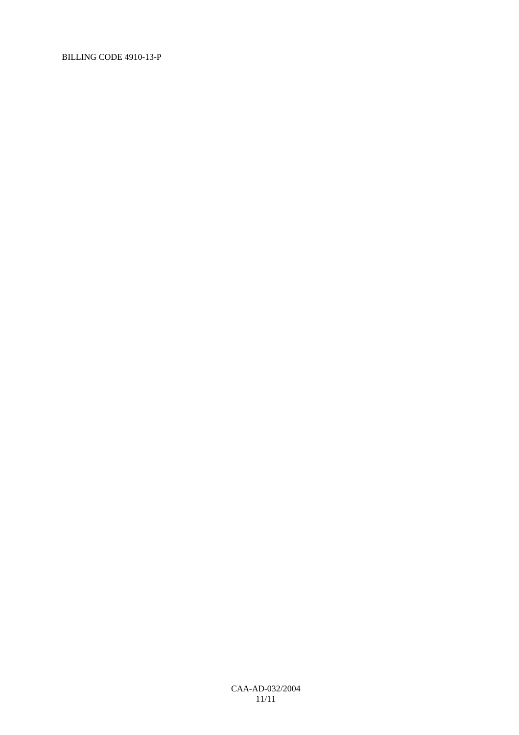BILLING CODE 4910-13-P